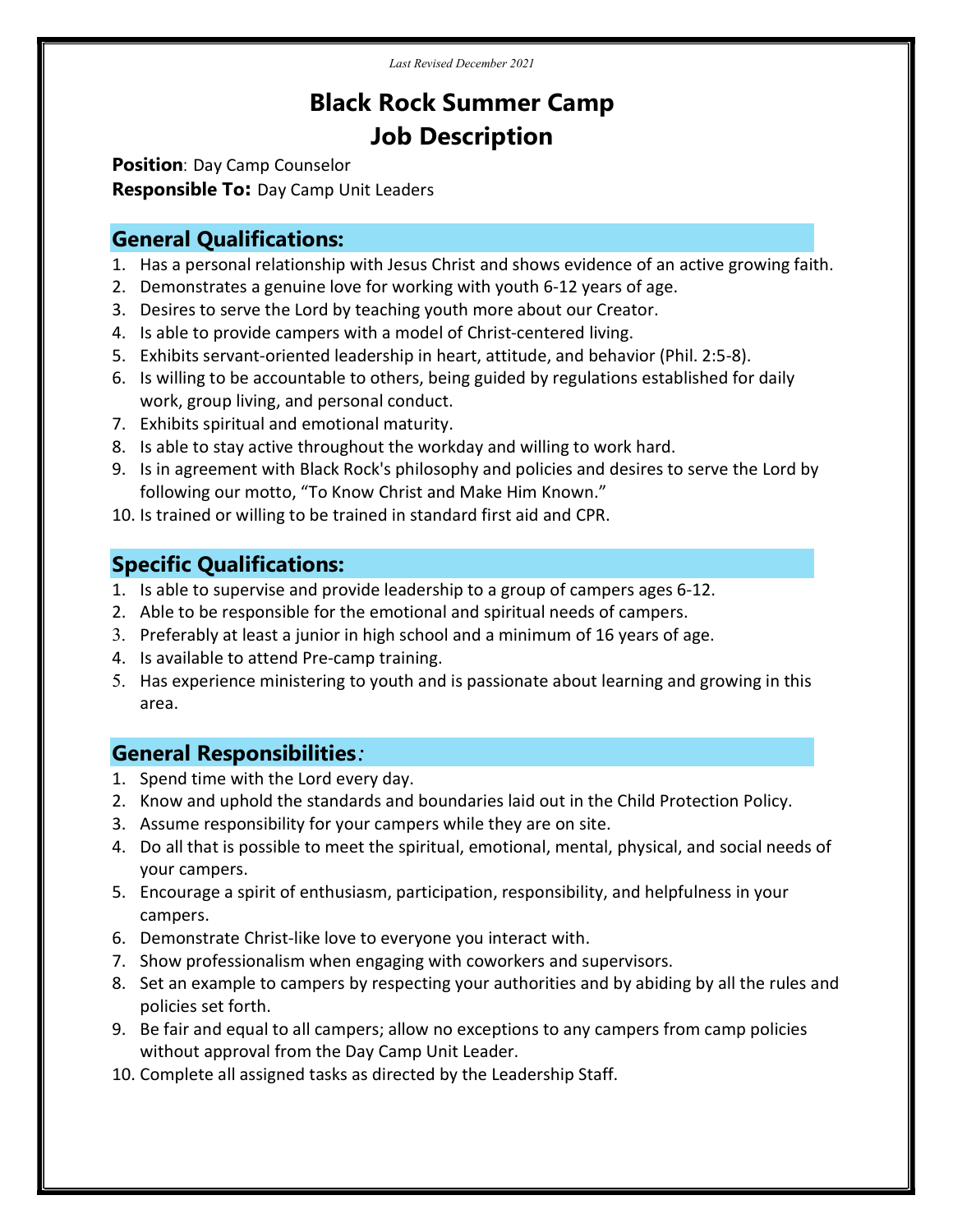*Last Revised December 2021*

# Black Rock Summer Camp
# Job Description

**Position**: Day Camp Counselor
**Responsible To:** Day Camp Unit Leaders

## General Qualifications:

1. Has a personal relationship with Jesus Christ and shows evidence of an active growing faith.
2. Demonstrates a genuine love for working with youth 6-12 years of age.
3. Desires to serve the Lord by teaching youth more about our Creator.
4. Is able to provide campers with a model of Christ-centered living.
5. Exhibits servant-oriented leadership in heart, attitude, and behavior (Phil. 2:5-8).
6. Is willing to be accountable to others, being guided by regulations established for daily work, group living, and personal conduct.
7. Exhibits spiritual and emotional maturity.
8. Is able to stay active throughout the workday and willing to work hard.
9. Is in agreement with Black Rock's philosophy and policies and desires to serve the Lord by following our motto, "To Know Christ and Make Him Known."
10. Is trained or willing to be trained in standard first aid and CPR.

## Specific Qualifications:

1. Is able to supervise and provide leadership to a group of campers ages 6-12.
2. Able to be responsible for the emotional and spiritual needs of campers.
3. Preferably at least a junior in high school and a minimum of 16 years of age.
4. Is available to attend Pre-camp training.
5. Has experience ministering to youth and is passionate about learning and growing in this area.

## General Responsibilities*:*

1. Spend time with the Lord every day.
2. Know and uphold the standards and boundaries laid out in the Child Protection Policy.
3. Assume responsibility for your campers while they are on site.
4. Do all that is possible to meet the spiritual, emotional, mental, physical, and social needs of your campers.
5. Encourage a spirit of enthusiasm, participation, responsibility, and helpfulness in your campers.
6. Demonstrate Christ-like love to everyone you interact with.
7. Show professionalism when engaging with coworkers and supervisors.
8. Set an example to campers by respecting your authorities and by abiding by all the rules and policies set forth.
9. Be fair and equal to all campers; allow no exceptions to any campers from camp policies without approval from the Day Camp Unit Leader.
10. Complete all assigned tasks as directed by the Leadership Staff.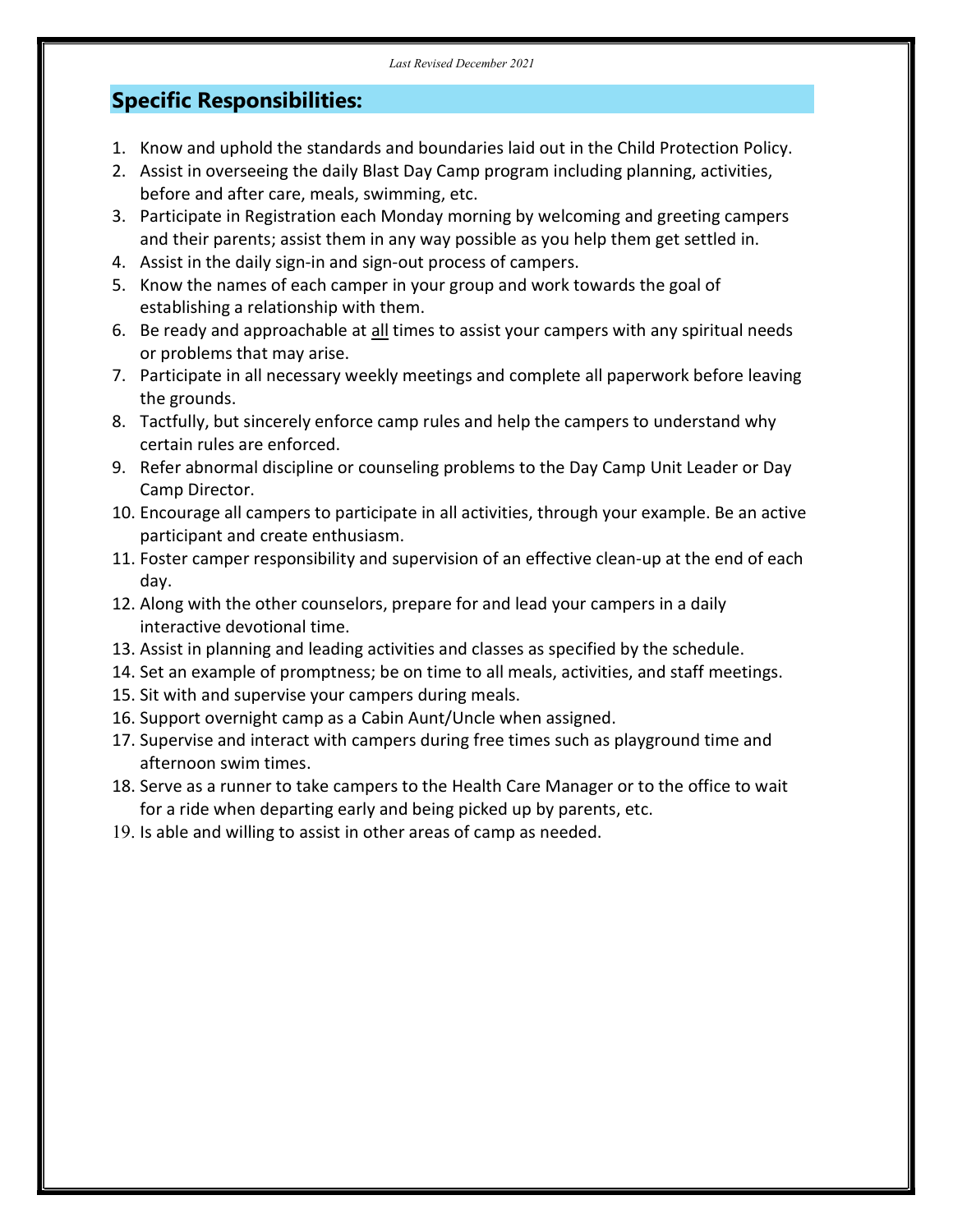## Specific Responsibilities:

1. Know and uphold the standards and boundaries laid out in the Child Protection Policy.
2. Assist in overseeing the daily Blast Day Camp program including planning, activities, before and after care, meals, swimming, etc.
3. Participate in Registration each Monday morning by welcoming and greeting campers and their parents; assist them in any way possible as you help them get settled in.
4. Assist in the daily sign-in and sign-out process of campers.
5. Know the names of each camper in your group and work towards the goal of establishing a relationship with them.
6. Be ready and approachable at <u>all</u> times to assist your campers with any spiritual needs or problems that may arise.
7. Participate in all necessary weekly meetings and complete all paperwork before leaving the grounds.
8. Tactfully, but sincerely enforce camp rules and help the campers to understand why certain rules are enforced.
9. Refer abnormal discipline or counseling problems to the Day Camp Unit Leader or Day Camp Director.
10. Encourage all campers to participate in all activities, through your example. Be an active participant and create enthusiasm.
11. Foster camper responsibility and supervision of an effective clean-up at the end of each day.
12. Along with the other counselors, prepare for and lead your campers in a daily interactive devotional time.
13. Assist in planning and leading activities and classes as specified by the schedule.
14. Set an example of promptness; be on time to all meals, activities, and staff meetings.
15. Sit with and supervise your campers during meals.
16. Support overnight camp as a Cabin Aunt/Uncle when assigned.
17. Supervise and interact with campers during free times such as playground time and afternoon swim times.
18. Serve as a runner to take campers to the Health Care Manager or to the office to wait for a ride when departing early and being picked up by parents, etc.
19. Is able and willing to assist in other areas of camp as needed.